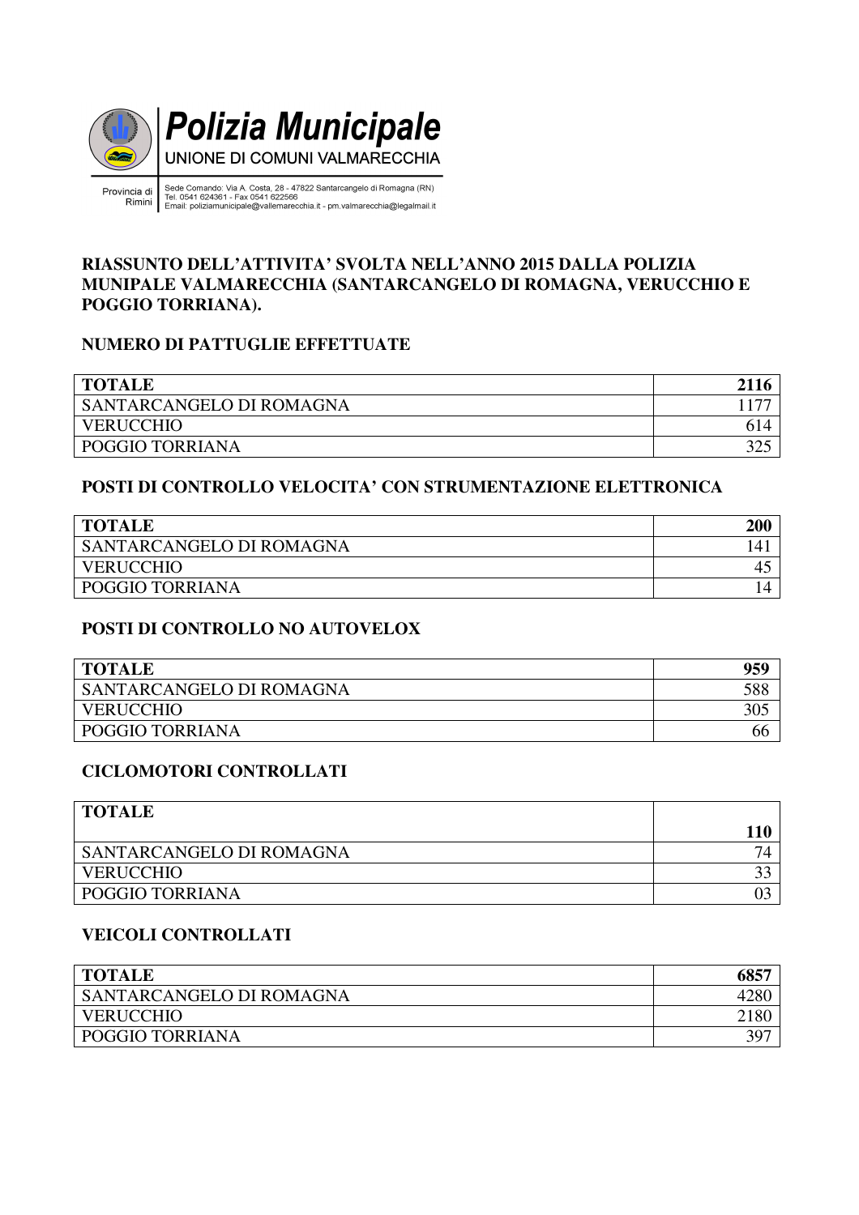**Polizia Municipale**
UNIONE DI COMUNI VALMARECCHIA

Provincia di Rimini

Sede Comando: Via A. Costa, 28 - 47822 Santarcangelo di Romagna (RN)
Tel. 0541 624361 - Fax 0541 622566
Email: poliziamunicipale@vallemarecchia.it - pm.valmarecchia@legalmail.it

## RIASSUNTO DELL'ATTIVITA' SVOLTA NELL'ANNO 2015 DALLA POLIZIA MUNIPALE VALMARECCHIA (SANTARCANGELO DI ROMAGNA, VERUCCHIO E POGGIO TORRIANA).

### NUMERO DI PATTUGLIE EFFETTUATE

| **TOTALE** | **2116** |
|---|---|
| SANTARCANGELO DI ROMAGNA | 1177 |
| VERUCCHIO | 614 |
| POGGIO TORRIANA | 325 |

### POSTI DI CONTROLLO VELOCITA' CON STRUMENTAZIONE ELETTRONICA

| **TOTALE** | **200** |
|---|---|
| SANTARCANGELO DI ROMAGNA | 141 |
| VERUCCHIO | 45 |
| POGGIO TORRIANA | 14 |

### POSTI DI CONTROLLO NO AUTOVELOX

| **TOTALE** | **959** |
|---|---|
| SANTARCANGELO DI ROMAGNA | 588 |
| VERUCCHIO | 305 |
| POGGIO TORRIANA | 66 |

### CICLOMOTORI CONTROLLATI

| **TOTALE** | **110** |
|---|---|
| SANTARCANGELO DI ROMAGNA | 74 |
| VERUCCHIO | 33 |
| POGGIO TORRIANA | 03 |

### VEICOLI CONTROLLATI

| **TOTALE** | **6857** |
|---|---|
| SANTARCANGELO DI ROMAGNA | 4280 |
| VERUCCHIO | 2180 |
| POGGIO TORRIANA | 397 |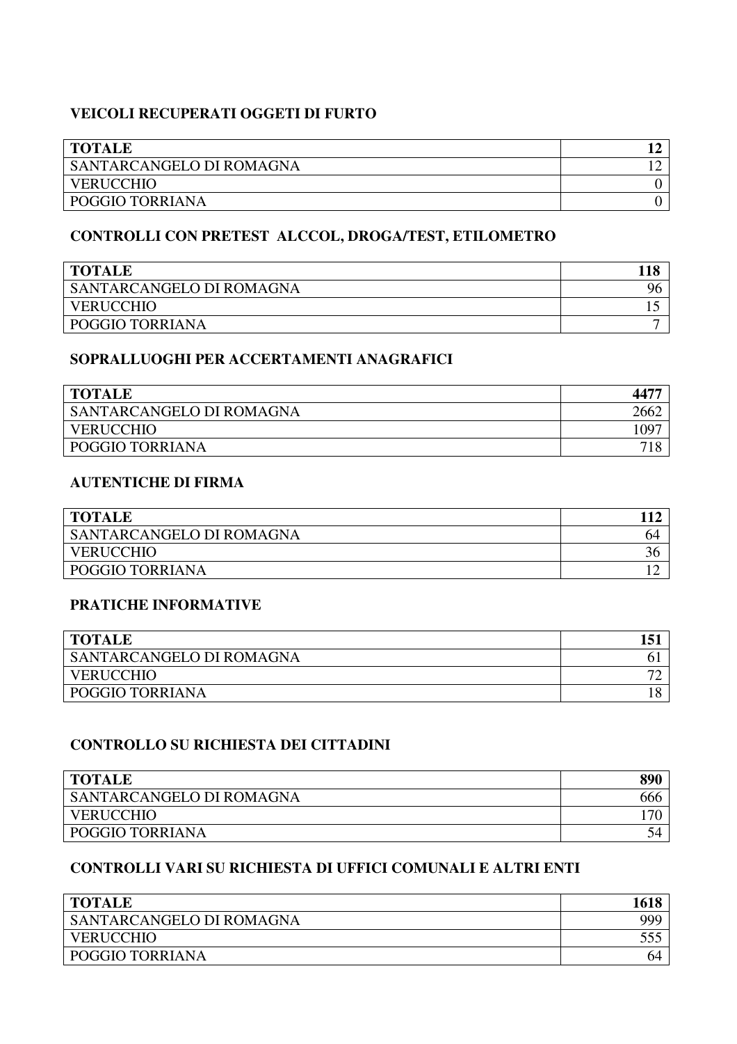### VEICOLI RECUPERATI OGGETI DI FURTO

| **TOTALE** | **12** |
|---|---|
| SANTARCANGELO DI ROMAGNA | 12 |
| VERUCCHIO | 0 |
| POGGIO TORRIANA | 0 |

### CONTROLLI CON PRETEST ALCCOL, DROGA/TEST, ETILOMETRO

| **TOTALE** | **118** |
|---|---|
| SANTARCANGELO DI ROMAGNA | 96 |
| VERUCCHIO | 15 |
| POGGIO TORRIANA | 7 |

### SOPRALLUOGHI PER ACCERTAMENTI ANAGRAFICI

| **TOTALE** | **4477** |
|---|---|
| SANTARCANGELO DI ROMAGNA | 2662 |
| VERUCCHIO | 1097 |
| POGGIO TORRIANA | 718 |

### AUTENTICHE DI FIRMA

| **TOTALE** | **112** |
|---|---|
| SANTARCANGELO DI ROMAGNA | 64 |
| VERUCCHIO | 36 |
| POGGIO TORRIANA | 12 |

### PRATICHE INFORMATIVE

| **TOTALE** | **151** |
|---|---|
| SANTARCANGELO DI ROMAGNA | 61 |
| VERUCCHIO | 72 |
| POGGIO TORRIANA | 18 |

### CONTROLLO SU RICHIESTA DEI CITTADINI

| **TOTALE** | **890** |
|---|---|
| SANTARCANGELO DI ROMAGNA | 666 |
| VERUCCHIO | 170 |
| POGGIO TORRIANA | 54 |

### CONTROLLI VARI SU RICHIESTA DI UFFICI COMUNALI E ALTRI ENTI

| **TOTALE** | **1618** |
|---|---|
| SANTARCANGELO DI ROMAGNA | 999 |
| VERUCCHIO | 555 |
| POGGIO TORRIANA | 64 |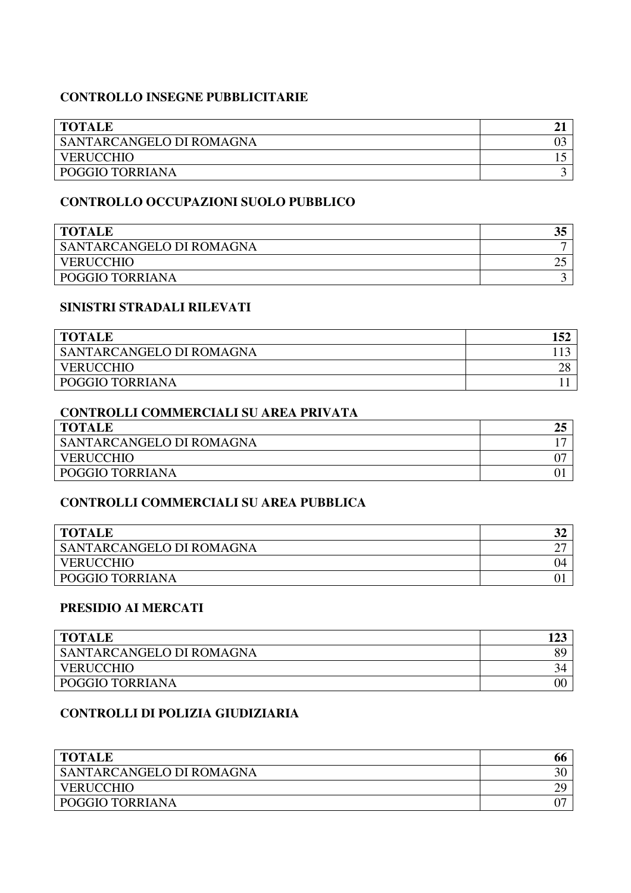**CONTROLLO INSEGNE PUBBLICITARIE**

| **TOTALE** | **21** |
| --- | --- |
| SANTARCANGELO DI ROMAGNA | 03 |
| VERUCCHIO | 15 |
| POGGIO TORRIANA | 3 |

**CONTROLLO OCCUPAZIONI SUOLO PUBBLICO**

| **TOTALE** | **35** |
| --- | --- |
| SANTARCANGELO DI ROMAGNA | 7 |
| VERUCCHIO | 25 |
| POGGIO TORRIANA | 3 |

**SINISTRI STRADALI RILEVATI**

| **TOTALE** | **152** |
| --- | --- |
| SANTARCANGELO DI ROMAGNA | 113 |
| VERUCCHIO | 28 |
| POGGIO TORRIANA | 11 |

**CONTROLLI COMMERCIALI SU AREA PRIVATA**

| **TOTALE** | **25** |
| --- | --- |
| SANTARCANGELO DI ROMAGNA | 17 |
| VERUCCHIO | 07 |
| POGGIO TORRIANA | 01 |

**CONTROLLI COMMERCIALI SU AREA PUBBLICA**

| **TOTALE** | **32** |
| --- | --- |
| SANTARCANGELO DI ROMAGNA | 27 |
| VERUCCHIO | 04 |
| POGGIO TORRIANA | 01 |

**PRESIDIO AI MERCATI**

| **TOTALE** | **123** |
| --- | --- |
| SANTARCANGELO DI ROMAGNA | 89 |
| VERUCCHIO | 34 |
| POGGIO TORRIANA | 00 |

**CONTROLLI DI POLIZIA GIUDIZIARIA**

| **TOTALE** | **66** |
| --- | --- |
| SANTARCANGELO DI ROMAGNA | 30 |
| VERUCCHIO | 29 |
| POGGIO TORRIANA | 07 |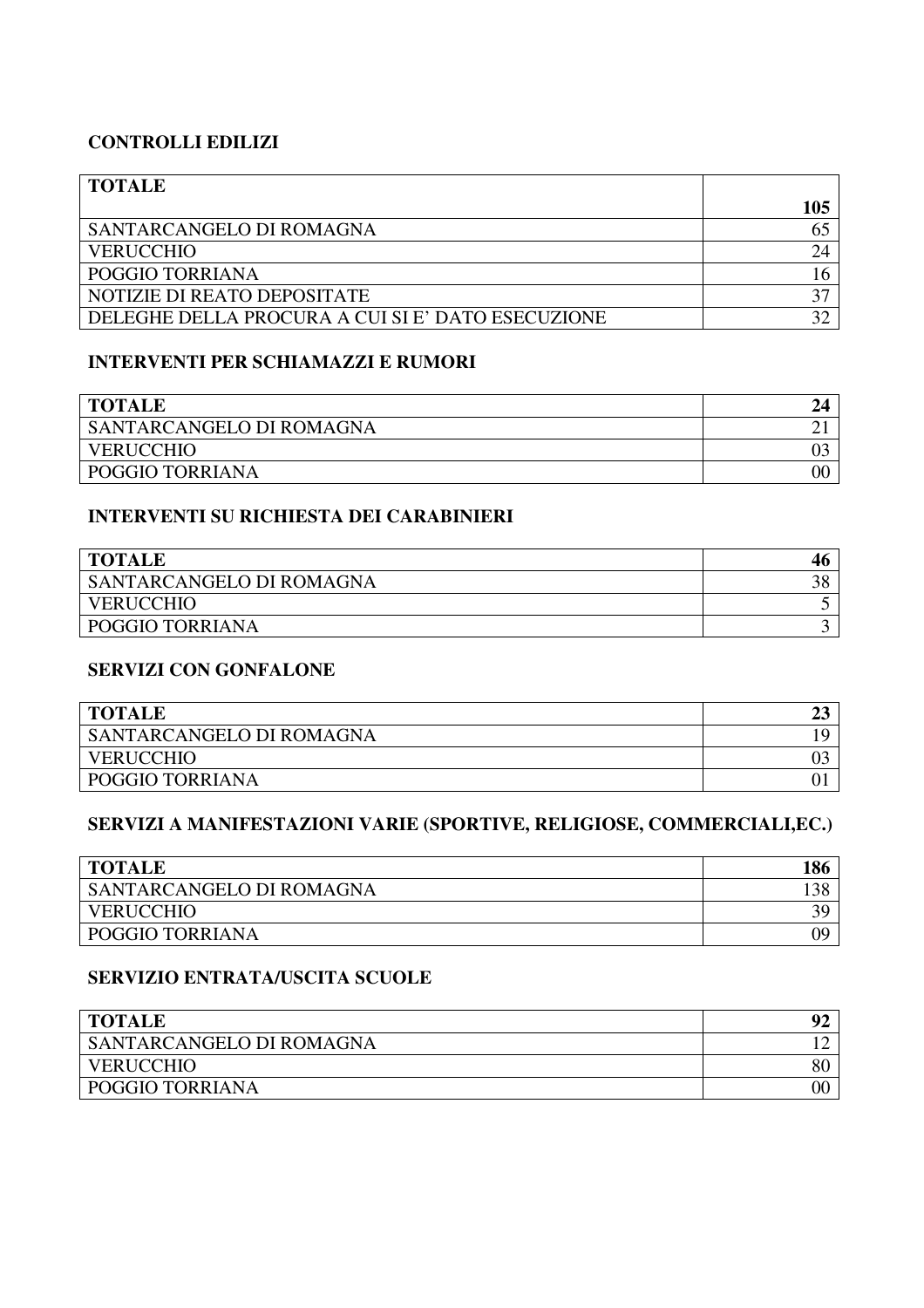**CONTROLLI EDILIZI**

| **TOTALE** | **105** |
|---|---|
| SANTARCANGELO DI ROMAGNA | 65 |
| VERUCCHIO | 24 |
| POGGIO TORRIANA | 16 |
| NOTIZIE DI REATO DEPOSITATE | 37 |
| DELEGHE DELLA PROCURA A CUI SI E' DATO ESECUZIONE | 32 |

**INTERVENTI PER SCHIAMAZZI E RUMORI**

| **TOTALE** | **24** |
|---|---|
| SANTARCANGELO DI ROMAGNA | 21 |
| VERUCCHIO | 03 |
| POGGIO TORRIANA | 00 |

**INTERVENTI SU RICHIESTA DEI CARABINIERI**

| **TOTALE** | **46** |
|---|---|
| SANTARCANGELO DI ROMAGNA | 38 |
| VERUCCHIO | 5 |
| POGGIO TORRIANA | 3 |

**SERVIZI CON GONFALONE**

| **TOTALE** | **23** |
|---|---|
| SANTARCANGELO DI ROMAGNA | 19 |
| VERUCCHIO | 03 |
| POGGIO TORRIANA | 01 |

**SERVIZI A MANIFESTAZIONI VARIE (SPORTIVE, RELIGIOSE, COMMERCIALI,EC.)**

| **TOTALE** | **186** |
|---|---|
| SANTARCANGELO DI ROMAGNA | 138 |
| VERUCCHIO | 39 |
| POGGIO TORRIANA | 09 |

**SERVIZIO ENTRATA/USCITA SCUOLE**

| **TOTALE** | **92** |
|---|---|
| SANTARCANGELO DI ROMAGNA | 12 |
| VERUCCHIO | 80 |
| POGGIO TORRIANA | 00 |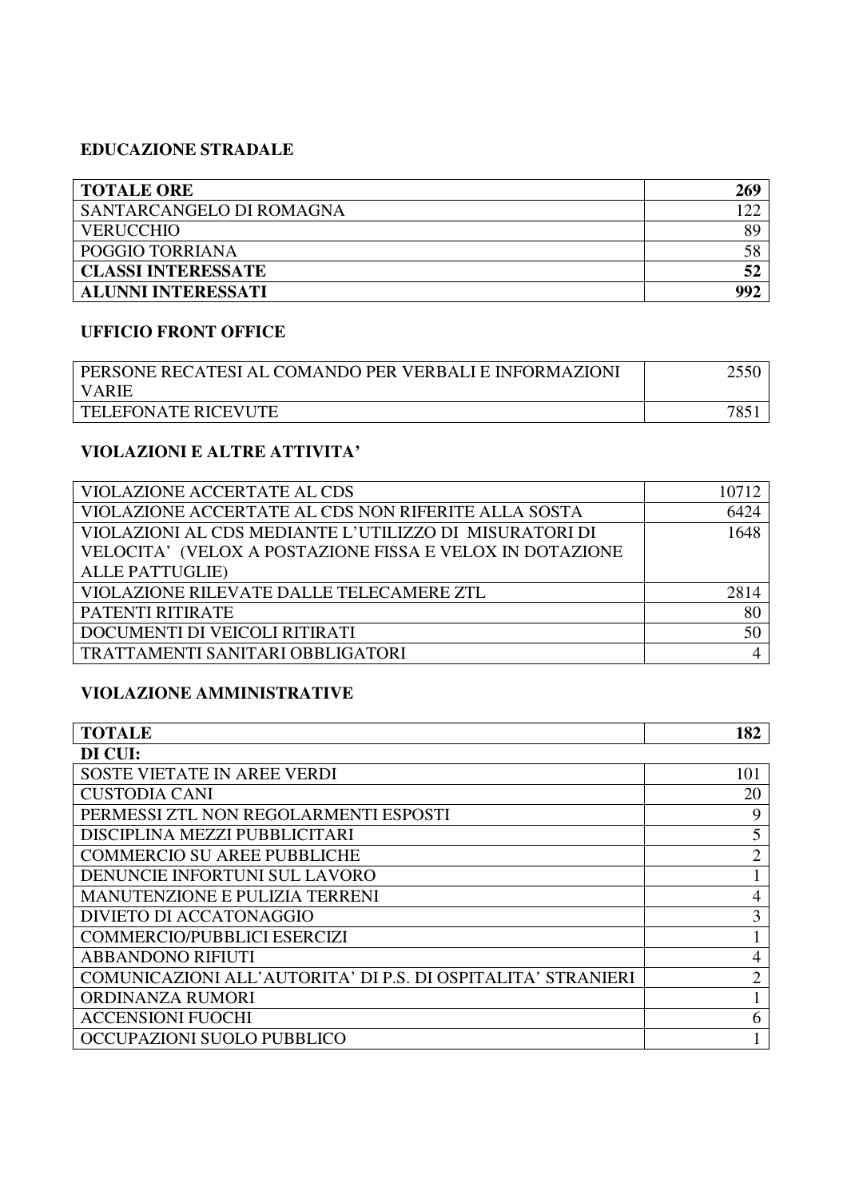### EDUCAZIONE STRADALE

| **TOTALE ORE** | **269** |
|---|---|
| SANTARCANGELO DI ROMAGNA | 122 |
| VERUCCHIO | 89 |
| POGGIO TORRIANA | 58 |
| **CLASSI INTERESSATE** | **52** |
| **ALUNNI INTERESSATI** | **992** |

### UFFICIO FRONT OFFICE

| PERSONE RECATESI AL COMANDO PER VERBALI E INFORMAZIONI VARIE | 2550 |
|---|---|
| TELEFONATE RICEVUTE | 7851 |

### VIOLAZIONI E ALTRE ATTIVITA'

| VIOLAZIONE ACCERTATE AL CDS | 10712 |
|---|---|
| VIOLAZIONE ACCERTATE AL CDS NON RIFERITE ALLA SOSTA | 6424 |
| VIOLAZIONI AL CDS MEDIANTE L'UTILIZZO DI MISURATORI DI VELOCITA' (VELOX A POSTAZIONE FISSA E VELOX IN DOTAZIONE ALLE PATTUGLIE) | 1648 |
| VIOLAZIONE RILEVATE DALLE TELECAMERE ZTL | 2814 |
| PATENTI RITIRATE | 80 |
| DOCUMENTI DI VEICOLI RITIRATI | 50 |
| TRATTAMENTI SANITARI OBBLIGATORI | 4 |

### VIOLAZIONE AMMINISTRATIVE

| **TOTALE** | **182** |
|---|---|
| **DI CUI:** | |
| SOSTE VIETATE IN AREE VERDI | 101 |
| CUSTODIA CANI | 20 |
| PERMESSI ZTL NON REGOLARMENTI ESPOSTI | 9 |
| DISCIPLINA MEZZI PUBBLICITARI | 5 |
| COMMERCIO SU AREE PUBBLICHE | 2 |
| DENUNCIE INFORTUNI SUL LAVORO | 1 |
| MANUTENZIONE E PULIZIA TERRENI | 4 |
| DIVIETO DI ACCATONAGGIO | 3 |
| COMMERCIO/PUBBLICI ESERCIZI | 1 |
| ABBANDONO RIFIUTI | 4 |
| COMUNICAZIONI ALL'AUTORITA' DI P.S. DI OSPITALITA' STRANIERI | 2 |
| ORDINANZA RUMORI | 1 |
| ACCENSIONI FUOCHI | 6 |
| OCCUPAZIONI SUOLO PUBBLICO | 1 |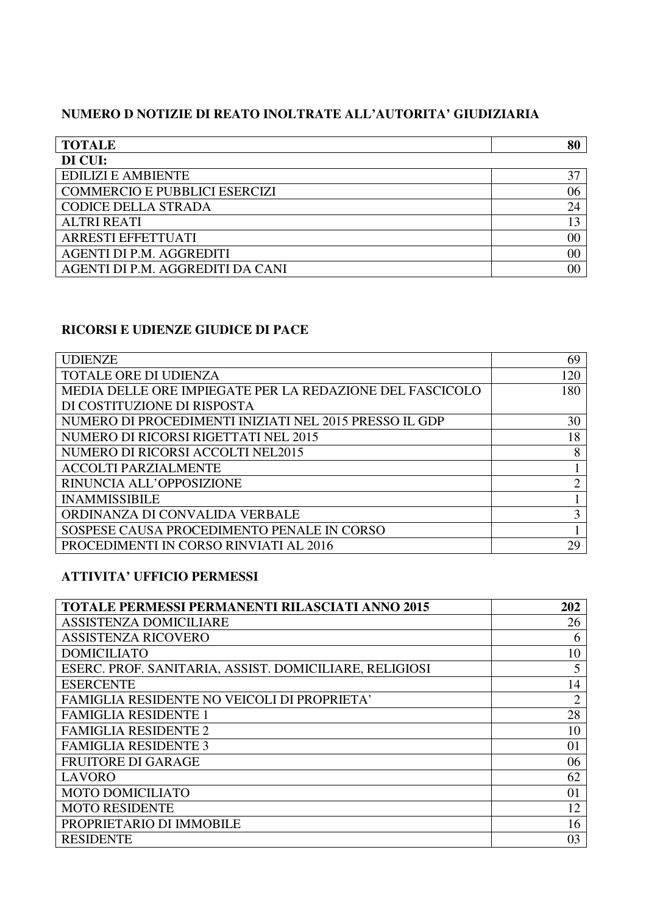### NUMERO D NOTIZIE DI REATO INOLTRATE ALL'AUTORITA' GIUDIZIARIA

| **TOTALE** | **80** |
|---|---:|
| **DI CUI:** | |
| EDILIZI E AMBIENTE | 37 |
| COMMERCIO E PUBBLICI ESERCIZI | 06 |
| CODICE DELLA STRADA | 24 |
| ALTRI REATI | 13 |
| ARRESTI EFFETTUATI | 00 |
| AGENTI DI P.M. AGGREDITI | 00 |
| AGENTI DI P.M. AGGREDITI DA CANI | 00 |

### RICORSI E UDIENZE GIUDICE DI PACE

| UDIENZE | 69 |
|---|---:|
| TOTALE ORE DI UDIENZA | 120 |
| MEDIA DELLE ORE IMPIEGATE PER LA REDAZIONE DEL FASCICOLO DI COSTITUZIONE DI RISPOSTA | 180 |
| NUMERO DI PROCEDIMENTI INIZIATI NEL 2015 PRESSO IL GDP | 30 |
| NUMERO DI RICORSI RIGETTATI NEL 2015 | 18 |
| NUMERO DI RICORSI ACCOLTI NEL2015 | 8 |
| ACCOLTI PARZIALMENTE | 1 |
| RINUNCIA ALL'OPPOSIZIONE | 2 |
| INAMMISSIBILE | 1 |
| ORDINANZA DI CONVALIDA VERBALE | 3 |
| SOSPESE CAUSA PROCEDIMENTO PENALE IN CORSO | 1 |
| PROCEDIMENTI IN CORSO RINVIATI AL 2016 | 29 |

### ATTIVITA' UFFICIO PERMESSI

| **TOTALE PERMESSI PERMANENTI RILASCIATI ANNO 2015** | **202** |
|---|---:|
| ASSISTENZA DOMICILIARE | 26 |
| ASSISTENZA RICOVERO | 6 |
| DOMICILIATO | 10 |
| ESERC. PROF. SANITARIA, ASSIST. DOMICILIARE, RELIGIOSI | 5 |
| ESERCENTE | 14 |
| FAMIGLIA RESIDENTE NO VEICOLI DI PROPRIETA' | 2 |
| FAMIGLIA RESIDENTE 1 | 28 |
| FAMIGLIA RESIDENTE 2 | 10 |
| FAMIGLIA RESIDENTE 3 | 01 |
| FRUITORE DI GARAGE | 06 |
| LAVORO | 62 |
| MOTO DOMICILIATO | 01 |
| MOTO RESIDENTE | 12 |
| PROPRIETARIO DI IMMOBILE | 16 |
| RESIDENTE | 03 |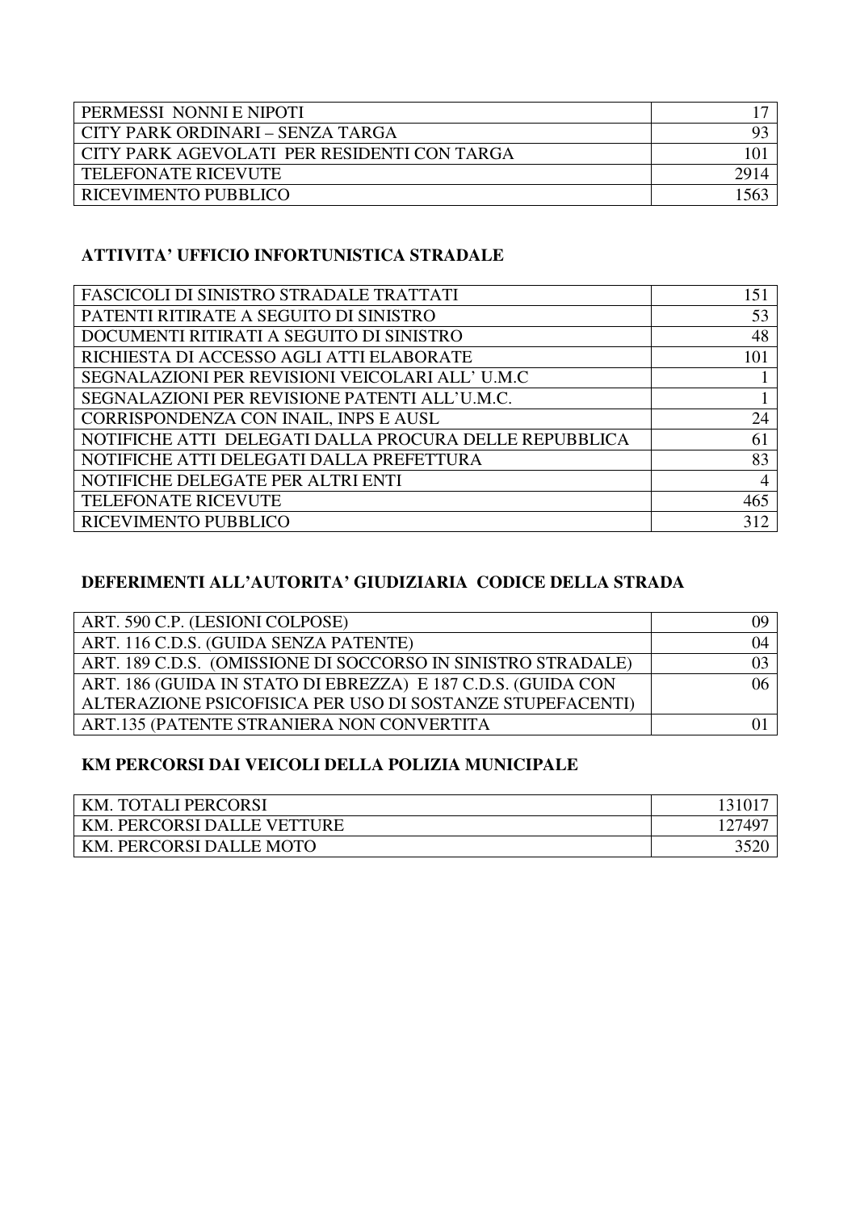| | |
|---|---|
| PERMESSI NONNI E NIPOTI | 17 |
| CITY PARK ORDINARI – SENZA TARGA | 93 |
| CITY PARK AGEVOLATI PER RESIDENTI CON TARGA | 101 |
| TELEFONATE RICEVUTE | 2914 |
| RICEVIMENTO PUBBLICO | 1563 |

### ATTIVITA' UFFICIO INFORTUNISTICA STRADALE

| | |
|---|---|
| FASCICOLI DI SINISTRO STRADALE TRATTATI | 151 |
| PATENTI RITIRATE A SEGUITO DI SINISTRO | 53 |
| DOCUMENTI RITIRATI A SEGUITO DI SINISTRO | 48 |
| RICHIESTA DI ACCESSO AGLI ATTI ELABORATE | 101 |
| SEGNALAZIONI PER REVISIONI VEICOLARI ALL' U.M.C | 1 |
| SEGNALAZIONI PER REVISIONE PATENTI ALL'U.M.C. | 1 |
| CORRISPONDENZA CON INAIL, INPS E AUSL | 24 |
| NOTIFICHE ATTI DELEGATI DALLA PROCURA DELLE REPUBBLICA | 61 |
| NOTIFICHE ATTI DELEGATI DALLA PREFETTURA | 83 |
| NOTIFICHE DELEGATE PER ALTRI ENTI | 4 |
| TELEFONATE RICEVUTE | 465 |
| RICEVIMENTO PUBBLICO | 312 |

### DEFERIMENTI ALL'AUTORITA' GIUDIZIARIA CODICE DELLA STRADA

| | |
|---|---|
| ART. 590 C.P. (LESIONI COLPOSE) | 09 |
| ART. 116 C.D.S. (GUIDA SENZA PATENTE) | 04 |
| ART. 189 C.D.S. (OMISSIONE DI SOCCORSO IN SINISTRO STRADALE) | 03 |
| ART. 186 (GUIDA IN STATO DI EBREZZA) E 187 C.D.S. (GUIDA CON ALTERAZIONE PSICOFISICA PER USO DI SOSTANZE STUPEFACENTI) | 06 |
| ART.135 (PATENTE STRANIERA NON CONVERTITA | 01 |

### KM PERCORSI DAI VEICOLI DELLA POLIZIA MUNICIPALE

| | |
|---|---|
| KM. TOTALI PERCORSI | 131017 |
| KM. PERCORSI DALLE VETTURE | 127497 |
| KM. PERCORSI DALLE MOTO | 3520 |